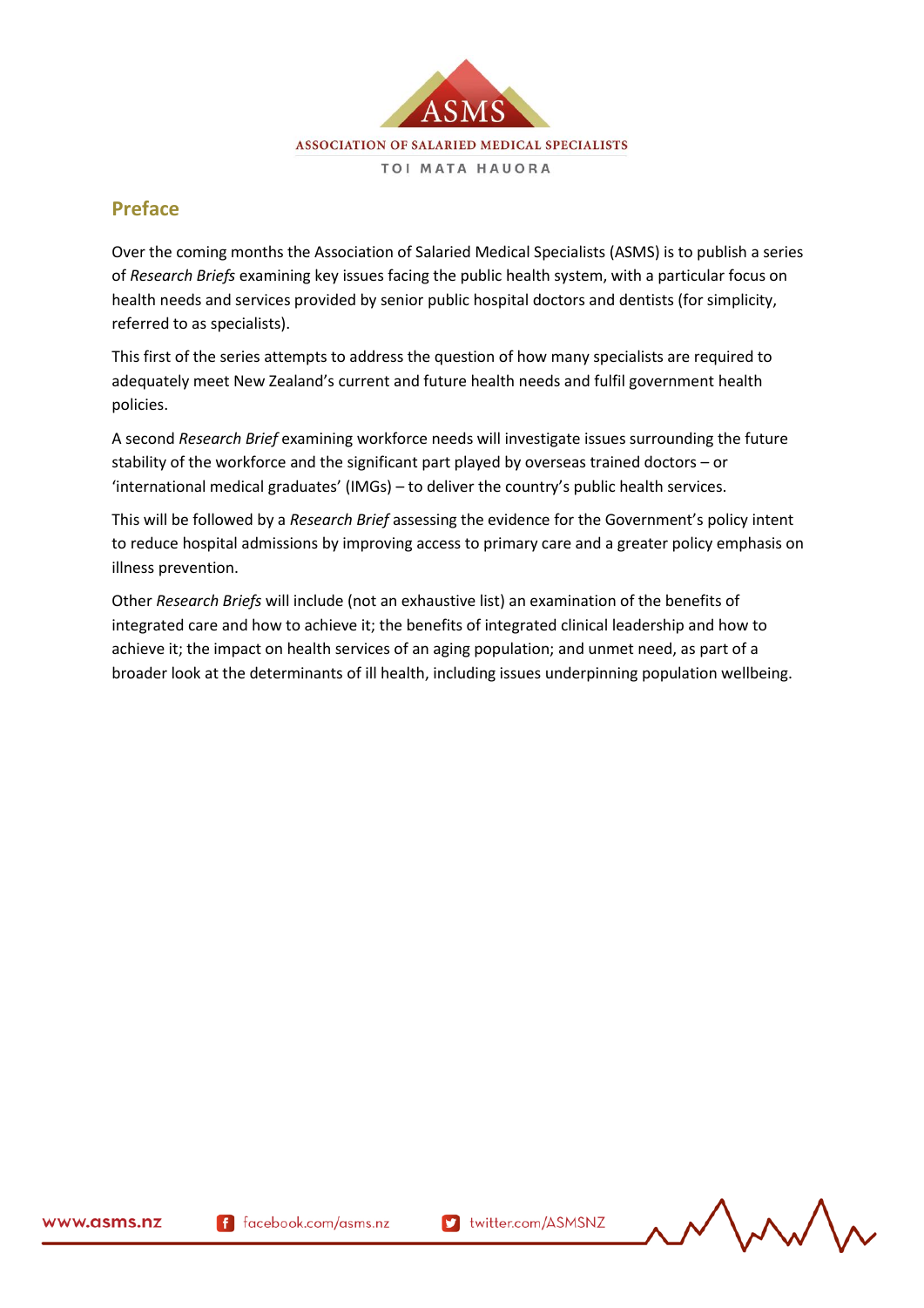ASSOCIATION OF SALARIED MEDICAL SPECIALISTS

TOI MATA HAUORA

## Preface

Over the coming months the Association of Salaried Medical Specialists (ASMS) is to publish a series of *Research Briefs* examining key issues facing the public health system, with a particular focus on health needs and services provided by senior public hospital doctors and dentists (for simplicity, referred to as specialists).

This first of the series attempts to address the question of how many specialists are required to adequately meet New Zealand's current and future health needs and fulfil government health policies.

A second *Research Brief* examining workforce needs will investigate issues surrounding the future stability of the workforce and the significant part played by overseas trained doctors – or 'international medical graduates' (IMGs) – to deliver the country's public health services.

This will be followed by a *Research Brief* assessing the evidence for the Government's policy intent to reduce hospital admissions by improving access to primary care and a greater policy emphasis on illness prevention.

Other *Research Briefs* will include (not an exhaustive list) an examination of the benefits of integrated care and how to achieve it; the benefits of integrated clinical leadership and how to achieve it; the impact on health services of an aging population; and unmet need, as part of a broader look at the determinants of ill health, including issues underpinning population wellbeing.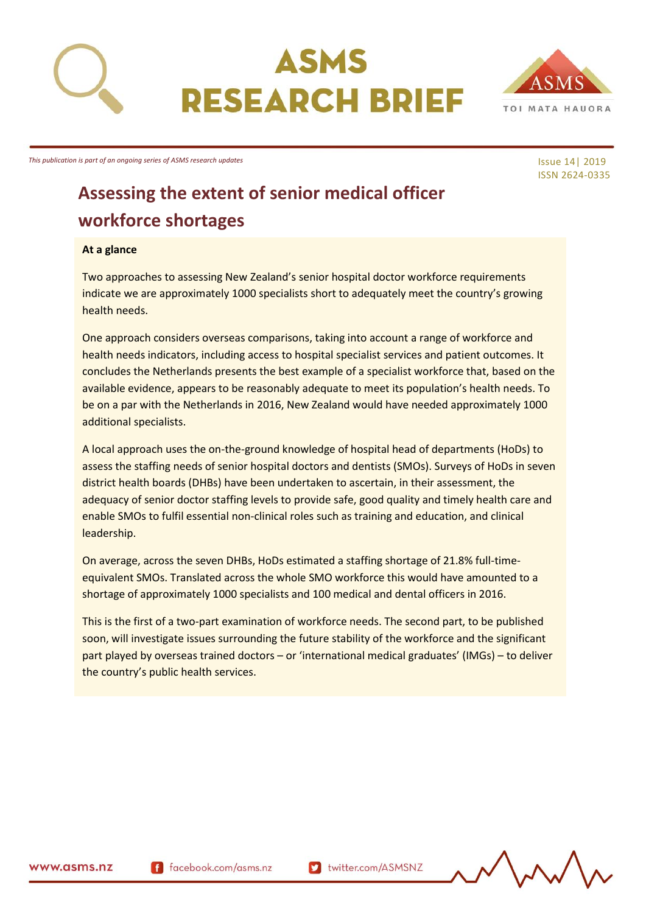# ASMS RESEARCH BRIEF

*This publication is part of an ongoing series of ASMS research updates*

Issue 14| 2019
ISSN 2624-0335

## Assessing the extent of senior medical officer workforce shortages

**At a glance**

Two approaches to assessing New Zealand's senior hospital doctor workforce requirements indicate we are approximately 1000 specialists short to adequately meet the country's growing health needs.

One approach considers overseas comparisons, taking into account a range of workforce and health needs indicators, including access to hospital specialist services and patient outcomes. It concludes the Netherlands presents the best example of a specialist workforce that, based on the available evidence, appears to be reasonably adequate to meet its population's health needs. To be on a par with the Netherlands in 2016, New Zealand would have needed approximately 1000 additional specialists.

A local approach uses the on-the-ground knowledge of hospital head of departments (HoDs) to assess the staffing needs of senior hospital doctors and dentists (SMOs). Surveys of HoDs in seven district health boards (DHBs) have been undertaken to ascertain, in their assessment, the adequacy of senior doctor staffing levels to provide safe, good quality and timely health care and enable SMOs to fulfil essential non-clinical roles such as training and education, and clinical leadership.

On average, across the seven DHBs, HoDs estimated a staffing shortage of 21.8% full-time-equivalent SMOs. Translated across the whole SMO workforce this would have amounted to a shortage of approximately 1000 specialists and 100 medical and dental officers in 2016.

This is the first of a two-part examination of workforce needs. The second part, to be published soon, will investigate issues surrounding the future stability of the workforce and the significant part played by overseas trained doctors – or 'international medical graduates' (IMGs) – to deliver the country's public health services.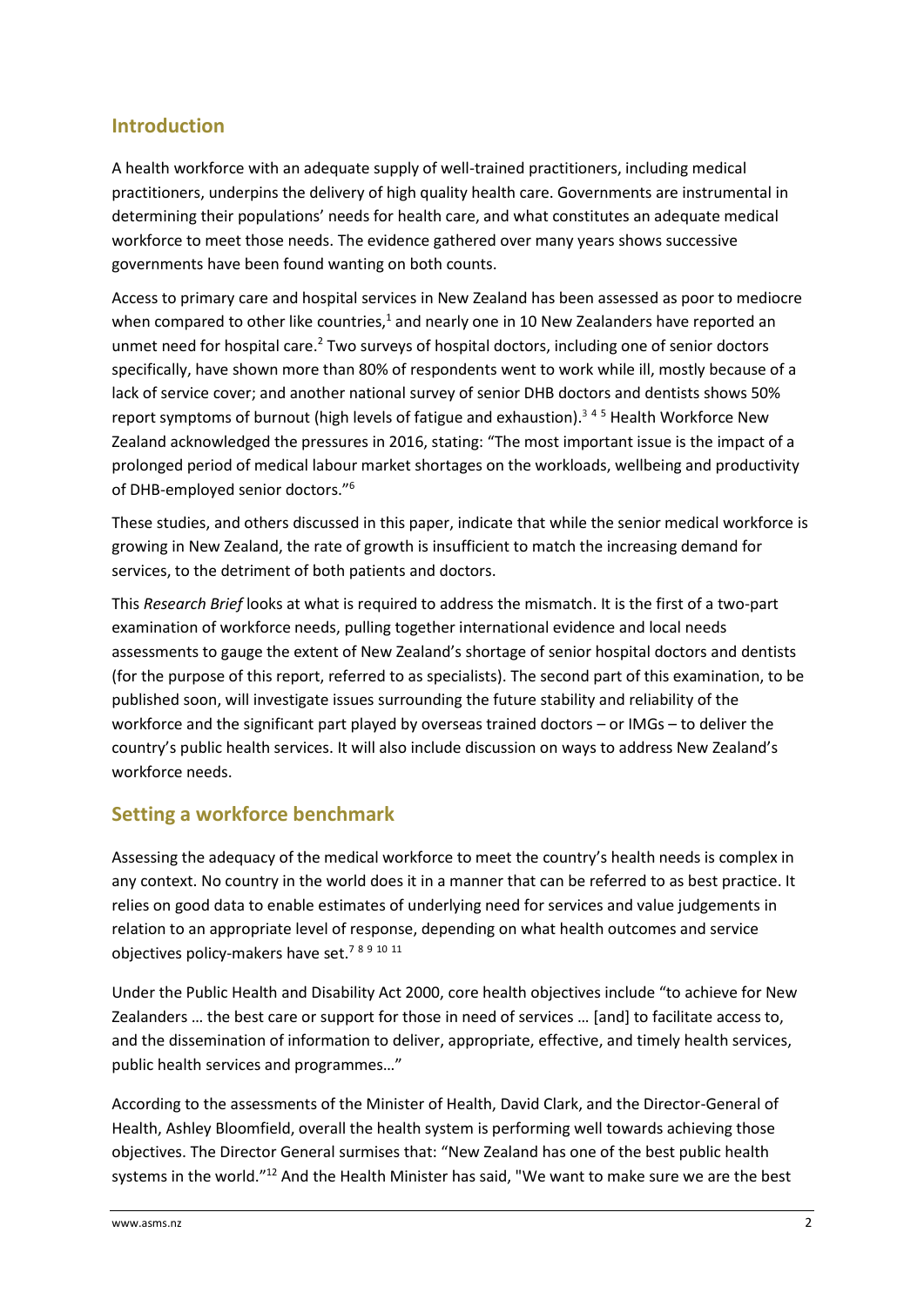## Introduction

A health workforce with an adequate supply of well-trained practitioners, including medical practitioners, underpins the delivery of high quality health care. Governments are instrumental in determining their populations' needs for health care, and what constitutes an adequate medical workforce to meet those needs. The evidence gathered over many years shows successive governments have been found wanting on both counts.

Access to primary care and hospital services in New Zealand has been assessed as poor to mediocre when compared to other like countries,[1] and nearly one in 10 New Zealanders have reported an unmet need for hospital care.[2] Two surveys of hospital doctors, including one of senior doctors specifically, have shown more than 80% of respondents went to work while ill, mostly because of a lack of service cover; and another national survey of senior DHB doctors and dentists shows 50% report symptoms of burnout (high levels of fatigue and exhaustion).[3 4 5] Health Workforce New Zealand acknowledged the pressures in 2016, stating: "The most important issue is the impact of a prolonged period of medical labour market shortages on the workloads, wellbeing and productivity of DHB-employed senior doctors."[6]

These studies, and others discussed in this paper, indicate that while the senior medical workforce is growing in New Zealand, the rate of growth is insufficient to match the increasing demand for services, to the detriment of both patients and doctors.

This *Research Brief* looks at what is required to address the mismatch. It is the first of a two-part examination of workforce needs, pulling together international evidence and local needs assessments to gauge the extent of New Zealand's shortage of senior hospital doctors and dentists (for the purpose of this report, referred to as specialists). The second part of this examination, to be published soon, will investigate issues surrounding the future stability and reliability of the workforce and the significant part played by overseas trained doctors – or IMGs – to deliver the country's public health services. It will also include discussion on ways to address New Zealand's workforce needs.

## Setting a workforce benchmark

Assessing the adequacy of the medical workforce to meet the country's health needs is complex in any context. No country in the world does it in a manner that can be referred to as best practice. It relies on good data to enable estimates of underlying need for services and value judgements in relation to an appropriate level of response, depending on what health outcomes and service objectives policy-makers have set.[7 8 9 10 11]

Under the Public Health and Disability Act 2000, core health objectives include "to achieve for New Zealanders … the best care or support for those in need of services … [and] to facilitate access to, and the dissemination of information to deliver, appropriate, effective, and timely health services, public health services and programmes…"

According to the assessments of the Minister of Health, David Clark, and the Director-General of Health, Ashley Bloomfield, overall the health system is performing well towards achieving those objectives. The Director General surmises that: "New Zealand has one of the best public health systems in the world."[12] And the Health Minister has said, "We want to make sure we are the best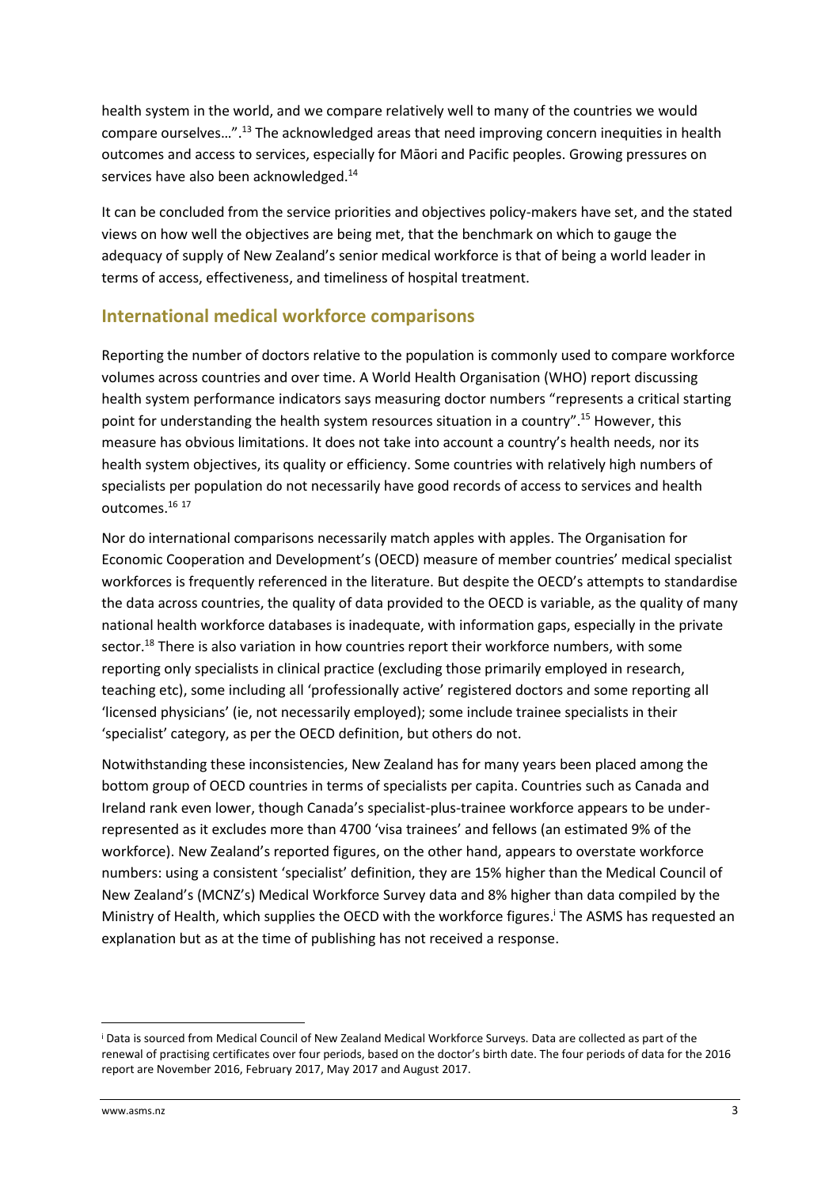health system in the world, and we compare relatively well to many of the countries we would compare ourselves…".[13] The acknowledged areas that need improving concern inequities in health outcomes and access to services, especially for Māori and Pacific peoples. Growing pressures on services have also been acknowledged.[14]

It can be concluded from the service priorities and objectives policy-makers have set, and the stated views on how well the objectives are being met, that the benchmark on which to gauge the adequacy of supply of New Zealand's senior medical workforce is that of being a world leader in terms of access, effectiveness, and timeliness of hospital treatment.

## International medical workforce comparisons

Reporting the number of doctors relative to the population is commonly used to compare workforce volumes across countries and over time. A World Health Organisation (WHO) report discussing health system performance indicators says measuring doctor numbers "represents a critical starting point for understanding the health system resources situation in a country".[15] However, this measure has obvious limitations. It does not take into account a country's health needs, nor its health system objectives, its quality or efficiency. Some countries with relatively high numbers of specialists per population do not necessarily have good records of access to services and health outcomes.[16 17]

Nor do international comparisons necessarily match apples with apples. The Organisation for Economic Cooperation and Development's (OECD) measure of member countries' medical specialist workforces is frequently referenced in the literature. But despite the OECD's attempts to standardise the data across countries, the quality of data provided to the OECD is variable, as the quality of many national health workforce databases is inadequate, with information gaps, especially in the private sector.[18] There is also variation in how countries report their workforce numbers, with some reporting only specialists in clinical practice (excluding those primarily employed in research, teaching etc), some including all 'professionally active' registered doctors and some reporting all 'licensed physicians' (ie, not necessarily employed); some include trainee specialists in their 'specialist' category, as per the OECD definition, but others do not.

Notwithstanding these inconsistencies, New Zealand has for many years been placed among the bottom group of OECD countries in terms of specialists per capita. Countries such as Canada and Ireland rank even lower, though Canada's specialist-plus-trainee workforce appears to be under-represented as it excludes more than 4700 'visa trainees' and fellows (an estimated 9% of the workforce). New Zealand's reported figures, on the other hand, appears to overstate workforce numbers: using a consistent 'specialist' definition, they are 15% higher than the Medical Council of New Zealand's (MCNZ's) Medical Workforce Survey data and 8% higher than data compiled by the Ministry of Health, which supplies the OECD with the workforce figures.[i] The ASMS has requested an explanation but as at the time of publishing has not received a response.

---

[i] Data is sourced from Medical Council of New Zealand Medical Workforce Surveys. Data are collected as part of the renewal of practising certificates over four periods, based on the doctor's birth date. The four periods of data for the 2016 report are November 2016, February 2017, May 2017 and August 2017.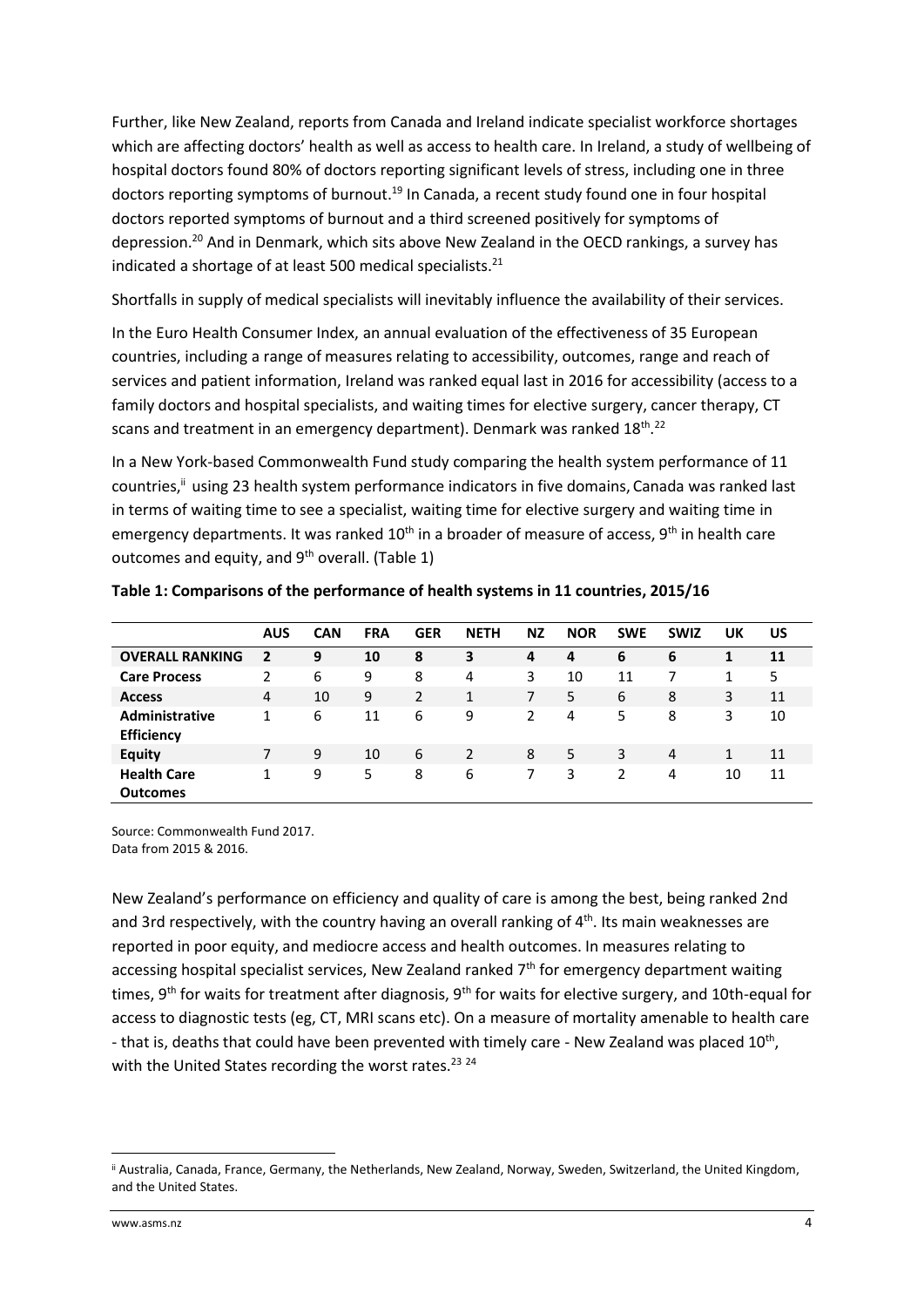Further, like New Zealand, reports from Canada and Ireland indicate specialist workforce shortages which are affecting doctors' health as well as access to health care. In Ireland, a study of wellbeing of hospital doctors found 80% of doctors reporting significant levels of stress, including one in three doctors reporting symptoms of burnout.[19] In Canada, a recent study found one in four hospital doctors reported symptoms of burnout and a third screened positively for symptoms of depression.[20] And in Denmark, which sits above New Zealand in the OECD rankings, a survey has indicated a shortage of at least 500 medical specialists.[21]

Shortfalls in supply of medical specialists will inevitably influence the availability of their services.

In the Euro Health Consumer Index, an annual evaluation of the effectiveness of 35 European countries, including a range of measures relating to accessibility, outcomes, range and reach of services and patient information, Ireland was ranked equal last in 2016 for accessibility (access to a family doctors and hospital specialists, and waiting times for elective surgery, cancer therapy, CT scans and treatment in an emergency department). Denmark was ranked 18th.[22]

In a New York-based Commonwealth Fund study comparing the health system performance of 11 countries,[ii] using 23 health system performance indicators in five domains, Canada was ranked last in terms of waiting time to see a specialist, waiting time for elective surgery and waiting time in emergency departments. It was ranked 10th in a broader of measure of access, 9th in health care outcomes and equity, and 9th overall. (Table 1)

**Table 1: Comparisons of the performance of health systems in 11 countries, 2015/16**

| | AUS | CAN | FRA | GER | NETH | NZ | NOR | SWE | SWIZ | UK | US |
|---|---|---|---|---|---|---|---|---|---|---|---|
| **OVERALL RANKING** | **2** | **9** | **10** | **8** | **3** | **4** | **4** | **6** | **6** | **1** | **11** |
| **Care Process** | 2 | 6 | 9 | 8 | 4 | 3 | 10 | 11 | 7 | 1 | 5 |
| **Access** | 4 | 10 | 9 | 2 | 1 | 7 | 5 | 6 | 8 | 3 | 11 |
| **Administrative Efficiency** | 1 | 6 | 11 | 6 | 9 | 2 | 4 | 5 | 8 | 3 | 10 |
| **Equity** | 7 | 9 | 10 | 6 | 2 | 8 | 5 | 3 | 4 | 1 | 11 |
| **Health Care Outcomes** | 1 | 9 | 5 | 8 | 6 | 7 | 3 | 2 | 4 | 10 | 11 |

Source: Commonwealth Fund 2017.
Data from 2015 & 2016.

New Zealand's performance on efficiency and quality of care is among the best, being ranked 2nd and 3rd respectively, with the country having an overall ranking of 4th. Its main weaknesses are reported in poor equity, and mediocre access and health outcomes. In measures relating to accessing hospital specialist services, New Zealand ranked 7th for emergency department waiting times, 9th for waits for treatment after diagnosis, 9th for waits for elective surgery, and 10th-equal for access to diagnostic tests (eg, CT, MRI scans etc). On a measure of mortality amenable to health care - that is, deaths that could have been prevented with timely care - New Zealand was placed 10th, with the United States recording the worst rates.[23][24]

---

[ii] Australia, Canada, France, Germany, the Netherlands, New Zealand, Norway, Sweden, Switzerland, the United Kingdom, and the United States.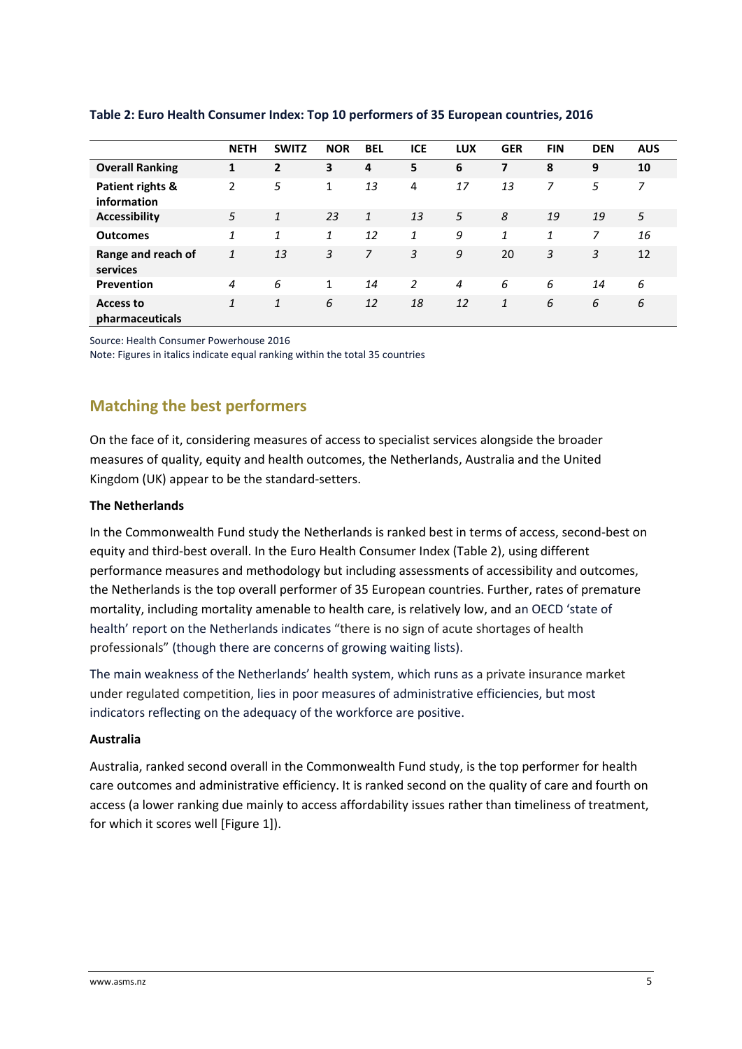**Table 2: Euro Health Consumer Index: Top 10 performers of 35 European countries, 2016**

| | NETH | SWITZ | NOR | BEL | ICE | LUX | GER | FIN | DEN | AUS |
|---|---|---|---|---|---|---|---|---|---|---|
| **Overall Ranking** | **1** | **2** | **3** | **4** | **5** | **6** | **7** | **8** | **9** | **10** |
| **Patient rights & information** | 2 | *5* | 1 | *13* | 4 | *17* | *13* | *7* | *5* | *7* |
| **Accessibility** | *5* | *1* | *23* | *1* | *13* | *5* | *8* | *19* | *19* | *5* |
| **Outcomes** | *1* | *1* | *1* | *12* | *1* | *9* | *1* | *1* | *7* | *16* |
| **Range and reach of services** | *1* | *13* | *3* | *7* | *3* | *9* | 20 | *3* | *3* | 12 |
| **Prevention** | *4* | *6* | 1 | *14* | *2* | *4* | *6* | *6* | *14* | *6* |
| **Access to pharmaceuticals** | *1* | *1* | *6* | *12* | *18* | *12* | *1* | *6* | *6* | *6* |

Source: Health Consumer Powerhouse 2016

Note: Figures in italics indicate equal ranking within the total 35 countries

## Matching the best performers

On the face of it, considering measures of access to specialist services alongside the broader measures of quality, equity and health outcomes, the Netherlands, Australia and the United Kingdom (UK) appear to be the standard-setters.

**The Netherlands**

In the Commonwealth Fund study the Netherlands is ranked best in terms of access, second-best on equity and third-best overall. In the Euro Health Consumer Index (Table 2), using different performance measures and methodology but including assessments of accessibility and outcomes, the Netherlands is the top overall performer of 35 European countries. Further, rates of premature mortality, including mortality amenable to health care, is relatively low, and an OECD 'state of health' report on the Netherlands indicates "there is no sign of acute shortages of health professionals" (though there are concerns of growing waiting lists).

The main weakness of the Netherlands' health system, which runs as a private insurance market under regulated competition, lies in poor measures of administrative efficiencies, but most indicators reflecting on the adequacy of the workforce are positive.

**Australia**

Australia, ranked second overall in the Commonwealth Fund study, is the top performer for health care outcomes and administrative efficiency. It is ranked second on the quality of care and fourth on access (a lower ranking due mainly to access affordability issues rather than timeliness of treatment, for which it scores well [Figure 1]).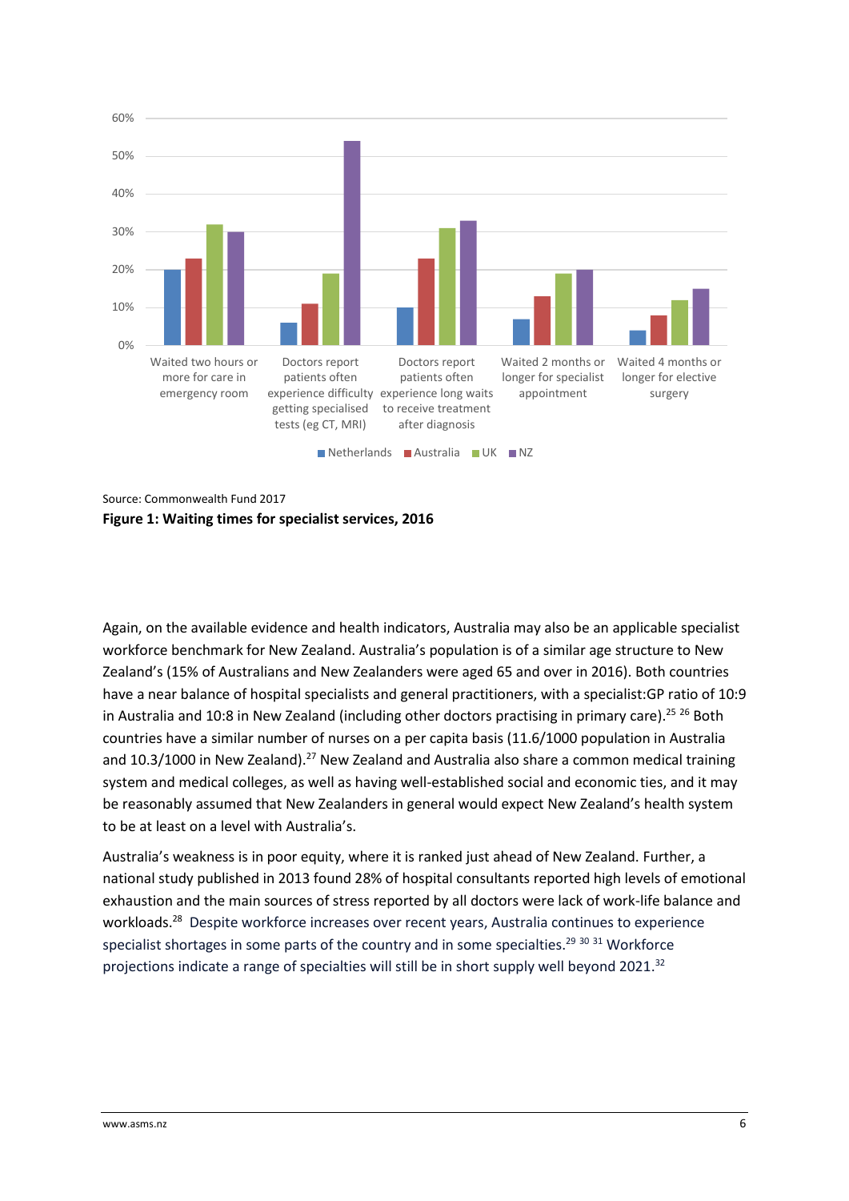Source: Commonwealth Fund 2017

**Figure 1: Waiting times for specialist services, 2016**

Again, on the available evidence and health indicators, Australia may also be an applicable specialist workforce benchmark for New Zealand. Australia's population is of a similar age structure to New Zealand's (15% of Australians and New Zealanders were aged 65 and over in 2016). Both countries have a near balance of hospital specialists and general practitioners, with a specialist:GP ratio of 10:9 in Australia and 10:8 in New Zealand (including other doctors practising in primary care).[25 26] Both countries have a similar number of nurses on a per capita basis (11.6/1000 population in Australia and 10.3/1000 in New Zealand).[27] New Zealand and Australia also share a common medical training system and medical colleges, as well as having well-established social and economic ties, and it may be reasonably assumed that New Zealanders in general would expect New Zealand's health system to be at least on a level with Australia's.

Australia's weakness is in poor equity, where it is ranked just ahead of New Zealand. Further, a national study published in 2013 found 28% of hospital consultants reported high levels of emotional exhaustion and the main sources of stress reported by all doctors were lack of work-life balance and workloads.[28] Despite workforce increases over recent years, Australia continues to experience specialist shortages in some parts of the country and in some specialties.[29 30 31] Workforce projections indicate a range of specialties will still be in short supply well beyond 2021.[32]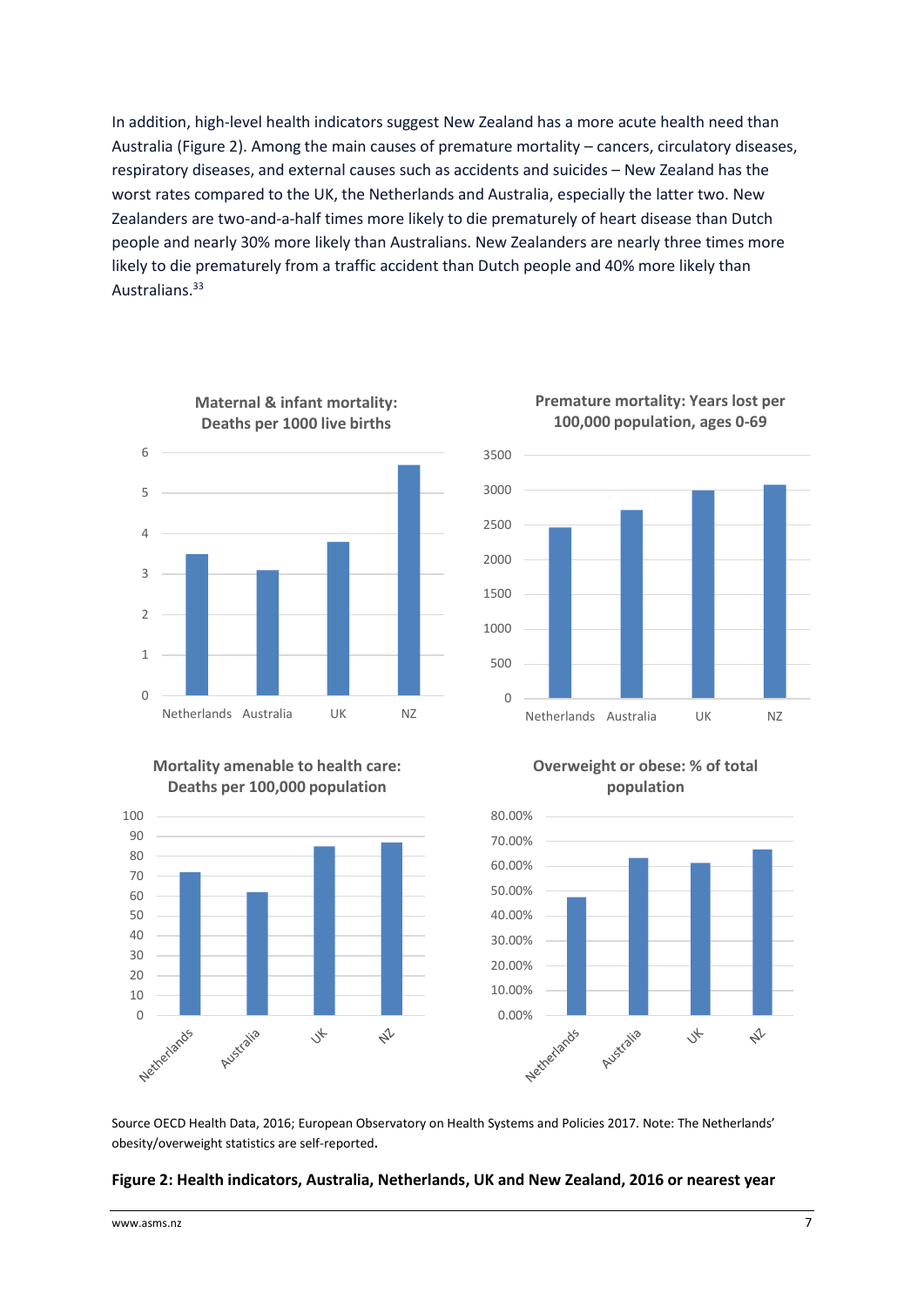In addition, high-level health indicators suggest New Zealand has a more acute health need than Australia (Figure 2). Among the main causes of premature mortality – cancers, circulatory diseases, respiratory diseases, and external causes such as accidents and suicides – New Zealand has the worst rates compared to the UK, the Netherlands and Australia, especially the latter two. New Zealanders are two-and-a-half times more likely to die prematurely of heart disease than Dutch people and nearly 30% more likely than Australians. New Zealanders are nearly three times more likely to die prematurely from a traffic accident than Dutch people and 40% more likely than Australians.[33]

Source OECD Health Data, 2016; European Observatory on Health Systems and Policies 2017. Note: The Netherlands' obesity/overweight statistics are self-reported.

**Figure 2: Health indicators, Australia, Netherlands, UK and New Zealand, 2016 or nearest year**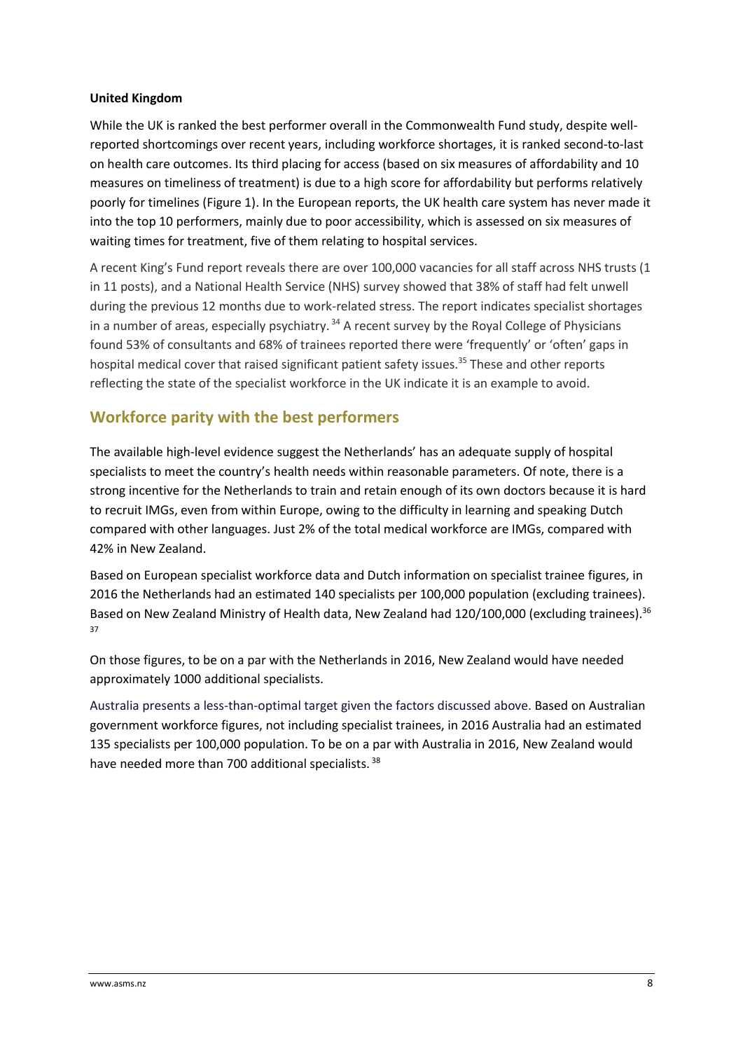**United Kingdom**

While the UK is ranked the best performer overall in the Commonwealth Fund study, despite well-reported shortcomings over recent years, including workforce shortages, it is ranked second-to-last on health care outcomes. Its third placing for access (based on six measures of affordability and 10 measures on timeliness of treatment) is due to a high score for affordability but performs relatively poorly for timelines (Figure 1). In the European reports, the UK health care system has never made it into the top 10 performers, mainly due to poor accessibility, which is assessed on six measures of waiting times for treatment, five of them relating to hospital services.

A recent King's Fund report reveals there are over 100,000 vacancies for all staff across NHS trusts (1 in 11 posts), and a National Health Service (NHS) survey showed that 38% of staff had felt unwell during the previous 12 months due to work-related stress. The report indicates specialist shortages in a number of areas, especially psychiatry.[34] A recent survey by the Royal College of Physicians found 53% of consultants and 68% of trainees reported there were 'frequently' or 'often' gaps in hospital medical cover that raised significant patient safety issues.[35] These and other reports reflecting the state of the specialist workforce in the UK indicate it is an example to avoid.

## Workforce parity with the best performers

The available high-level evidence suggest the Netherlands' has an adequate supply of hospital specialists to meet the country's health needs within reasonable parameters. Of note, there is a strong incentive for the Netherlands to train and retain enough of its own doctors because it is hard to recruit IMGs, even from within Europe, owing to the difficulty in learning and speaking Dutch compared with other languages. Just 2% of the total medical workforce are IMGs, compared with 42% in New Zealand.

Based on European specialist workforce data and Dutch information on specialist trainee figures, in 2016 the Netherlands had an estimated 140 specialists per 100,000 population (excluding trainees). Based on New Zealand Ministry of Health data, New Zealand had 120/100,000 (excluding trainees).[36] [37]

On those figures, to be on a par with the Netherlands in 2016, New Zealand would have needed approximately 1000 additional specialists.

Australia presents a less-than-optimal target given the factors discussed above. Based on Australian government workforce figures, not including specialist trainees, in 2016 Australia had an estimated 135 specialists per 100,000 population. To be on a par with Australia in 2016, New Zealand would have needed more than 700 additional specialists.[38]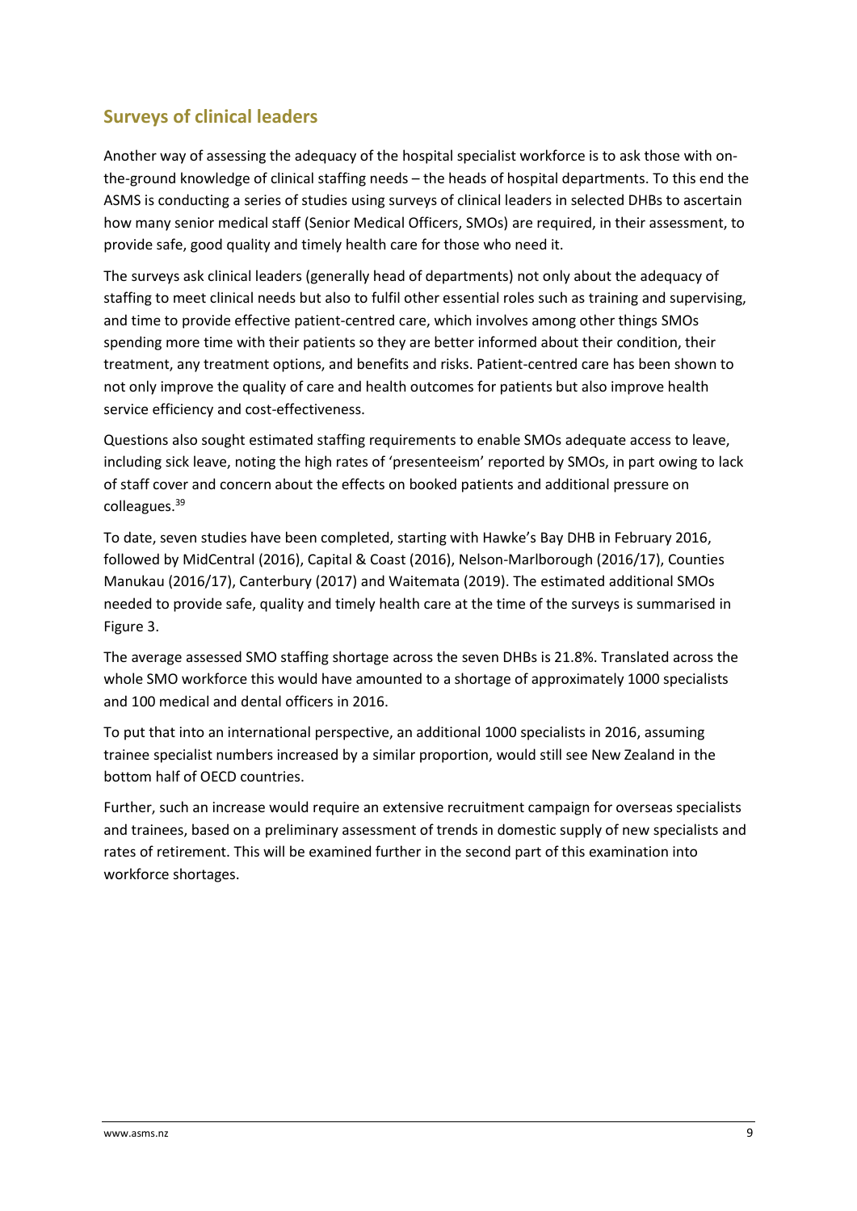## Surveys of clinical leaders

Another way of assessing the adequacy of the hospital specialist workforce is to ask those with on-the-ground knowledge of clinical staffing needs – the heads of hospital departments. To this end the ASMS is conducting a series of studies using surveys of clinical leaders in selected DHBs to ascertain how many senior medical staff (Senior Medical Officers, SMOs) are required, in their assessment, to provide safe, good quality and timely health care for those who need it.

The surveys ask clinical leaders (generally head of departments) not only about the adequacy of staffing to meet clinical needs but also to fulfil other essential roles such as training and supervising, and time to provide effective patient-centred care, which involves among other things SMOs spending more time with their patients so they are better informed about their condition, their treatment, any treatment options, and benefits and risks. Patient-centred care has been shown to not only improve the quality of care and health outcomes for patients but also improve health service efficiency and cost-effectiveness.

Questions also sought estimated staffing requirements to enable SMOs adequate access to leave, including sick leave, noting the high rates of 'presenteeism' reported by SMOs, in part owing to lack of staff cover and concern about the effects on booked patients and additional pressure on colleagues.[39]

To date, seven studies have been completed, starting with Hawke's Bay DHB in February 2016, followed by MidCentral (2016), Capital & Coast (2016), Nelson-Marlborough (2016/17), Counties Manukau (2016/17), Canterbury (2017) and Waitemata (2019). The estimated additional SMOs needed to provide safe, quality and timely health care at the time of the surveys is summarised in Figure 3.

The average assessed SMO staffing shortage across the seven DHBs is 21.8%. Translated across the whole SMO workforce this would have amounted to a shortage of approximately 1000 specialists and 100 medical and dental officers in 2016.

To put that into an international perspective, an additional 1000 specialists in 2016, assuming trainee specialist numbers increased by a similar proportion, would still see New Zealand in the bottom half of OECD countries.

Further, such an increase would require an extensive recruitment campaign for overseas specialists and trainees, based on a preliminary assessment of trends in domestic supply of new specialists and rates of retirement. This will be examined further in the second part of this examination into workforce shortages.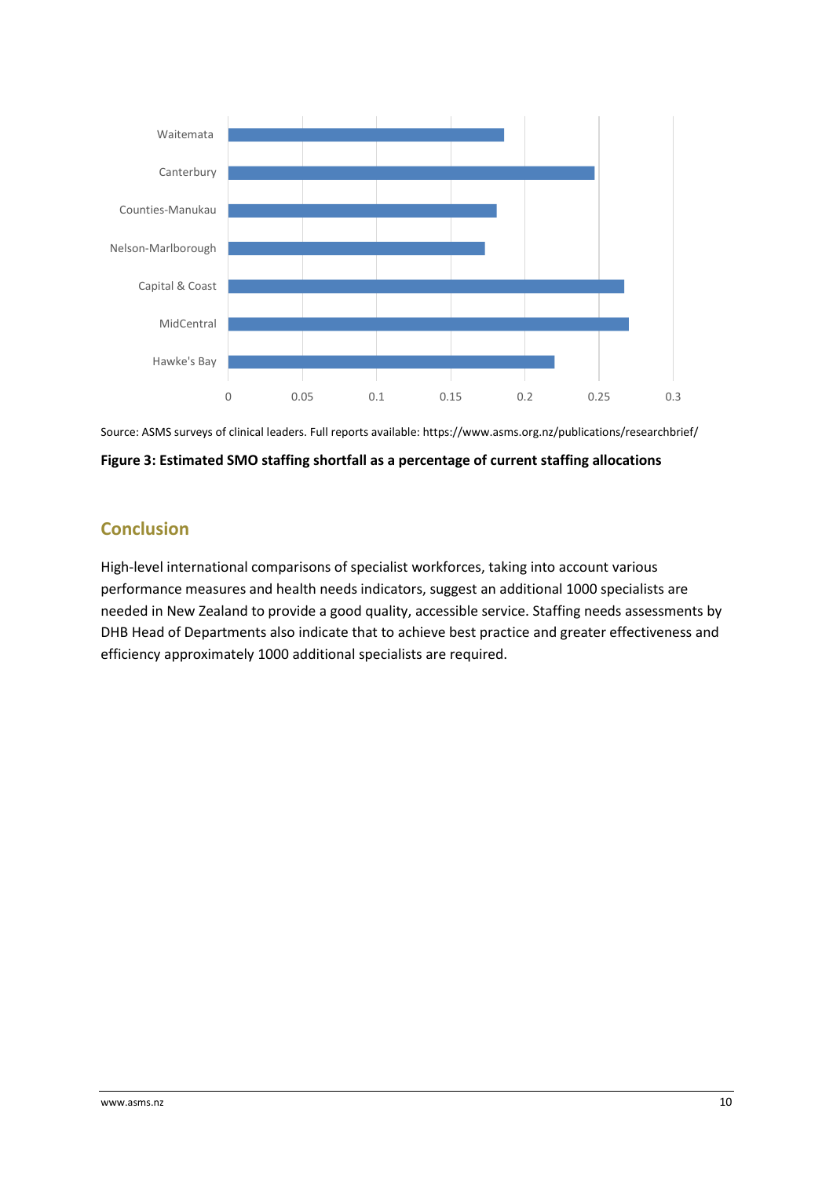Source: ASMS surveys of clinical leaders. Full reports available: https://www.asms.org.nz/publications/researchbrief/

**Figure 3: Estimated SMO staffing shortfall as a percentage of current staffing allocations**

## Conclusion

High-level international comparisons of specialist workforces, taking into account various performance measures and health needs indicators, suggest an additional 1000 specialists are needed in New Zealand to provide a good quality, accessible service. Staffing needs assessments by DHB Head of Departments also indicate that to achieve best practice and greater effectiveness and efficiency approximately 1000 additional specialists are required.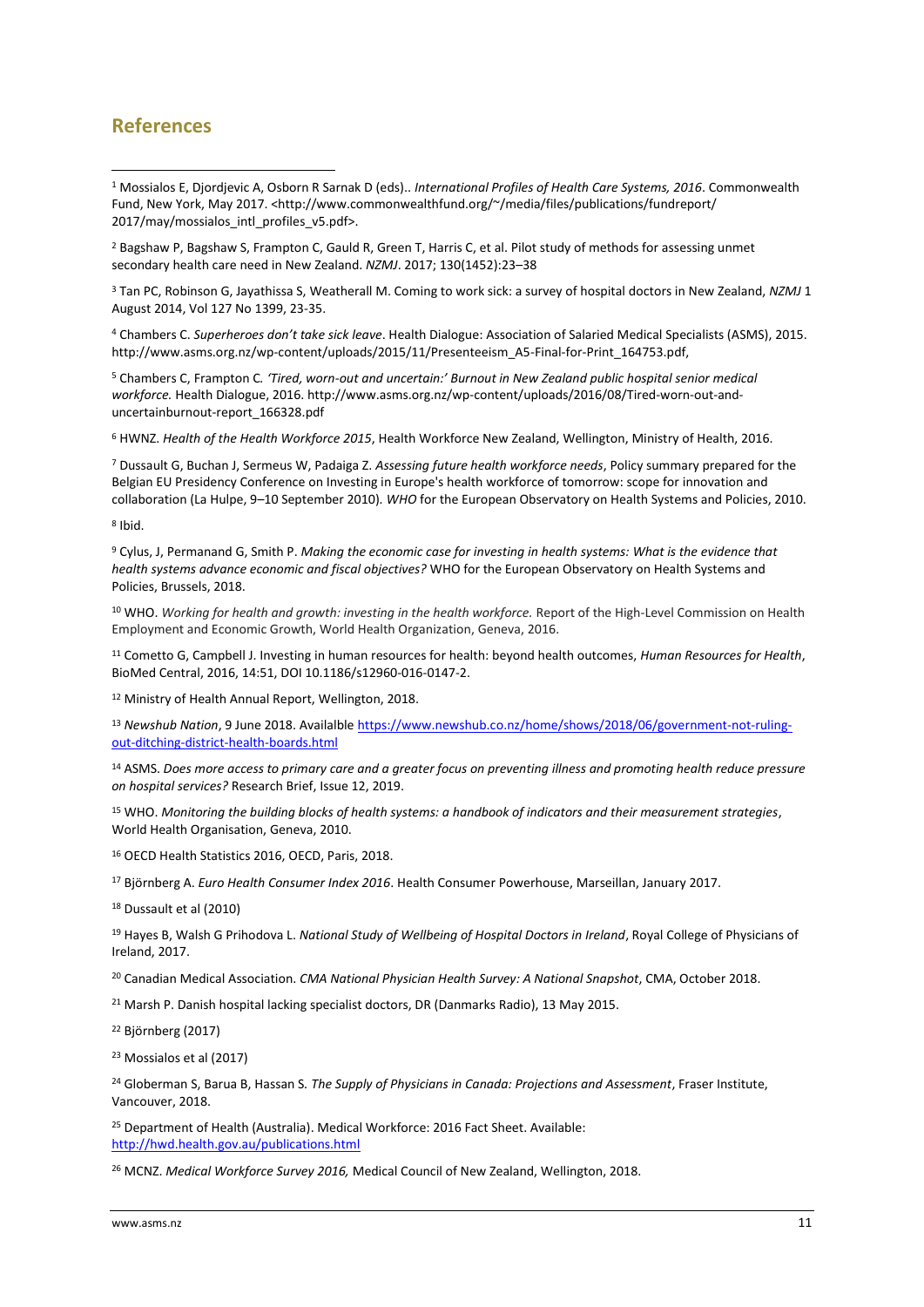## References

[1] Mossialos E, Djordjevic A, Osborn R Sarnak D (eds).. *International Profiles of Health Care Systems, 2016*. Commonwealth Fund, New York, May 2017. <http://www.commonwealthfund.org/~/media/files/publications/fundreport/2017/may/mossialos_intl_profiles_v5.pdf>.

[2] Bagshaw P, Bagshaw S, Frampton C, Gauld R, Green T, Harris C, et al. Pilot study of methods for assessing unmet secondary health care need in New Zealand. *NZMJ*. 2017; 130(1452):23–38

[3] Tan PC, Robinson G, Jayathissa S, Weatherall M. Coming to work sick: a survey of hospital doctors in New Zealand, *NZMJ* 1 August 2014, Vol 127 No 1399, 23-35.

[4] Chambers C. *Superheroes don't take sick leave*. Health Dialogue: Association of Salaried Medical Specialists (ASMS), 2015. http://www.asms.org.nz/wp-content/uploads/2015/11/Presenteeism_A5-Final-for-Print_164753.pdf,

[5] Chambers C, Frampton C. *'Tired, worn-out and uncertain:' Burnout in New Zealand public hospital senior medical workforce.* Health Dialogue, 2016. http://www.asms.org.nz/wp-content/uploads/2016/08/Tired-worn-out-and-uncertainburnout-report_166328.pdf

[6] HWNZ. *Health of the Health Workforce 2015*, Health Workforce New Zealand, Wellington, Ministry of Health, 2016.

[7] Dussault G, Buchan J, Sermeus W, Padaiga Z. *Assessing future health workforce needs*, Policy summary prepared for the Belgian EU Presidency Conference on Investing in Europe's health workforce of tomorrow: scope for innovation and collaboration (La Hulpe, 9–10 September 2010). *WHO* for the European Observatory on Health Systems and Policies, 2010.

[8] Ibid.

[9] Cylus, J, Permanand G, Smith P. *Making the economic case for investing in health systems: What is the evidence that health systems advance economic and fiscal objectives?* WHO for the European Observatory on Health Systems and Policies, Brussels, 2018.

[10] WHO. *Working for health and growth: investing in the health workforce.* Report of the High-Level Commission on Health Employment and Economic Growth, World Health Organization, Geneva, 2016.

[11] Cometto G, Campbell J. Investing in human resources for health: beyond health outcomes, *Human Resources for Health*, BioMed Central, 2016, 14:51, DOI 10.1186/s12960-016-0147-2.

[12] Ministry of Health Annual Report, Wellington, 2018.

[13] *Newshub Nation*, 9 June 2018. Availalble [https://www.newshub.co.nz/home/shows/2018/06/government-not-ruling-out-ditching-district-health-boards.html](https://www.newshub.co.nz/home/shows/2018/06/government-not-ruling-out-ditching-district-health-boards.html)

[14] ASMS. *Does more access to primary care and a greater focus on preventing illness and promoting health reduce pressure on hospital services?* Research Brief, Issue 12, 2019.

[15] WHO. *Monitoring the building blocks of health systems: a handbook of indicators and their measurement strategies*, World Health Organisation, Geneva, 2010.

[16] OECD Health Statistics 2016, OECD, Paris, 2018.

[17] Björnberg A. *Euro Health Consumer Index 2016*. Health Consumer Powerhouse, Marseillan, January 2017.

[18] Dussault et al (2010)

[19] Hayes B, Walsh G Prihodova L. *National Study of Wellbeing of Hospital Doctors in Ireland*, Royal College of Physicians of Ireland, 2017.

[20] Canadian Medical Association. *CMA National Physician Health Survey: A National Snapshot*, CMA, October 2018.

[21] Marsh P. Danish hospital lacking specialist doctors, DR (Danmarks Radio), 13 May 2015.

[22] Björnberg (2017)

[23] Mossialos et al (2017)

[24] Globerman S, Barua B, Hassan S. *The Supply of Physicians in Canada: Projections and Assessment*, Fraser Institute, Vancouver, 2018.

[25] Department of Health (Australia). Medical Workforce: 2016 Fact Sheet. Available: [http://hwd.health.gov.au/publications.html](http://hwd.health.gov.au/publications.html)

[26] MCNZ. *Medical Workforce Survey 2016,* Medical Council of New Zealand, Wellington, 2018.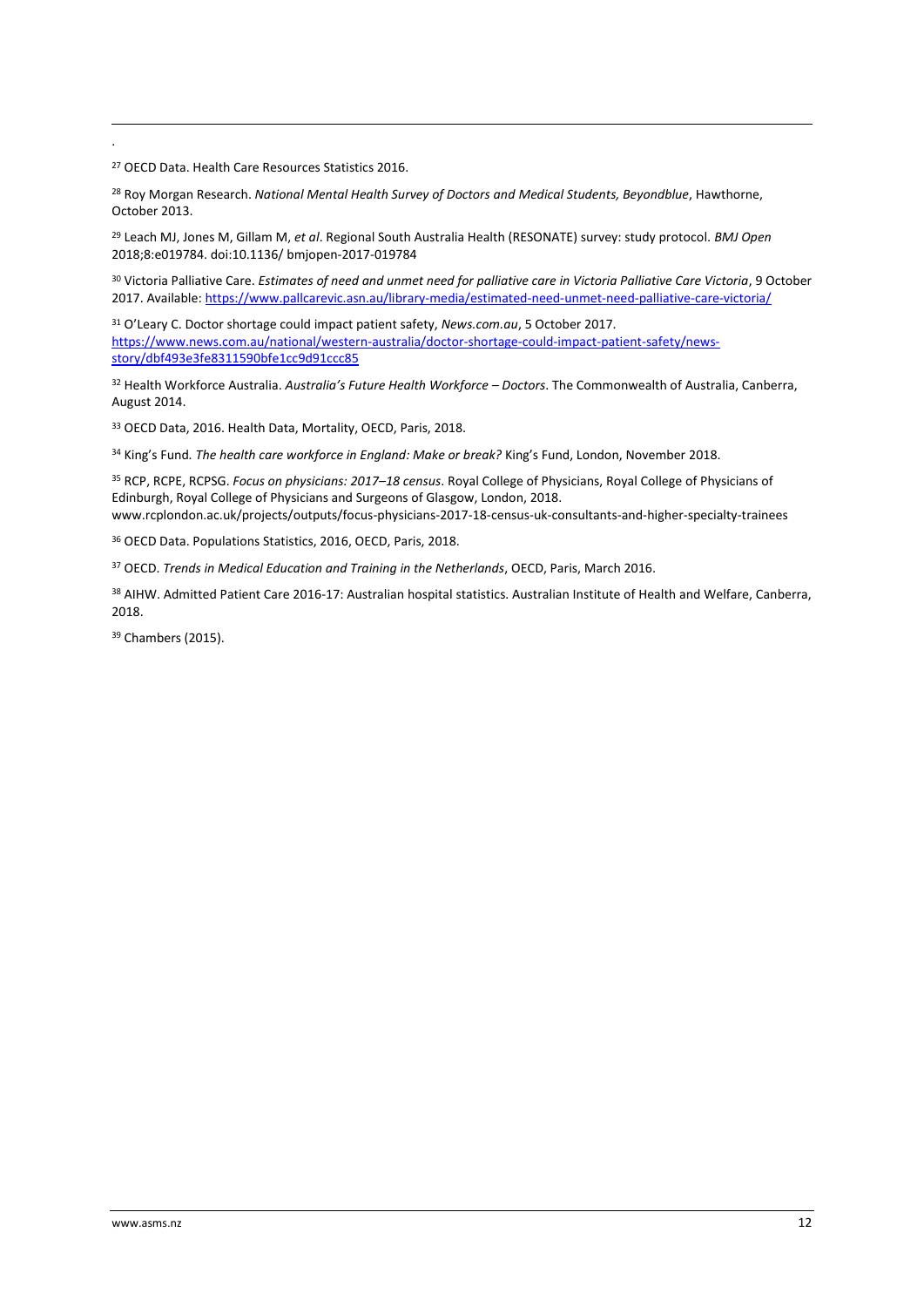.

[27] OECD Data. Health Care Resources Statistics 2016.

[28] Roy Morgan Research. *National Mental Health Survey of Doctors and Medical Students, Beyondblue*, Hawthorne, October 2013.

[29] Leach MJ, Jones M, Gillam M, *et al*. Regional South Australia Health (RESONATE) survey: study protocol. *BMJ Open* 2018;8:e019784. doi:10.1136/ bmjopen-2017-019784

[30] Victoria Palliative Care. *Estimates of need and unmet need for palliative care in Victoria Palliative Care Victoria*, 9 October 2017. Available: https://www.pallcarevic.asn.au/library-media/estimated-need-unmet-need-palliative-care-victoria/

[31] O'Leary C. Doctor shortage could impact patient safety, *News.com.au*, 5 October 2017. https://www.news.com.au/national/western-australia/doctor-shortage-could-impact-patient-safety/news-story/dbf493e3fe8311590bfe1cc9d91ccc85

[32] Health Workforce Australia. *Australia's Future Health Workforce – Doctors*. The Commonwealth of Australia, Canberra, August 2014.

[33] OECD Data, 2016. Health Data, Mortality, OECD, Paris, 2018.

[34] King's Fund. *The health care workforce in England: Make or break?* King's Fund, London, November 2018.

[35] RCP, RCPE, RCPSG. *Focus on physicians: 2017–18 census*. Royal College of Physicians, Royal College of Physicians of Edinburgh, Royal College of Physicians and Surgeons of Glasgow, London, 2018. www.rcplondon.ac.uk/projects/outputs/focus-physicians-2017-18-census-uk-consultants-and-higher-specialty-trainees

[36] OECD Data. Populations Statistics, 2016, OECD, Paris, 2018.

[37] OECD. *Trends in Medical Education and Training in the Netherlands*, OECD, Paris, March 2016.

[38] AIHW. Admitted Patient Care 2016-17: Australian hospital statistics. Australian Institute of Health and Welfare, Canberra, 2018.

[39] Chambers (2015).